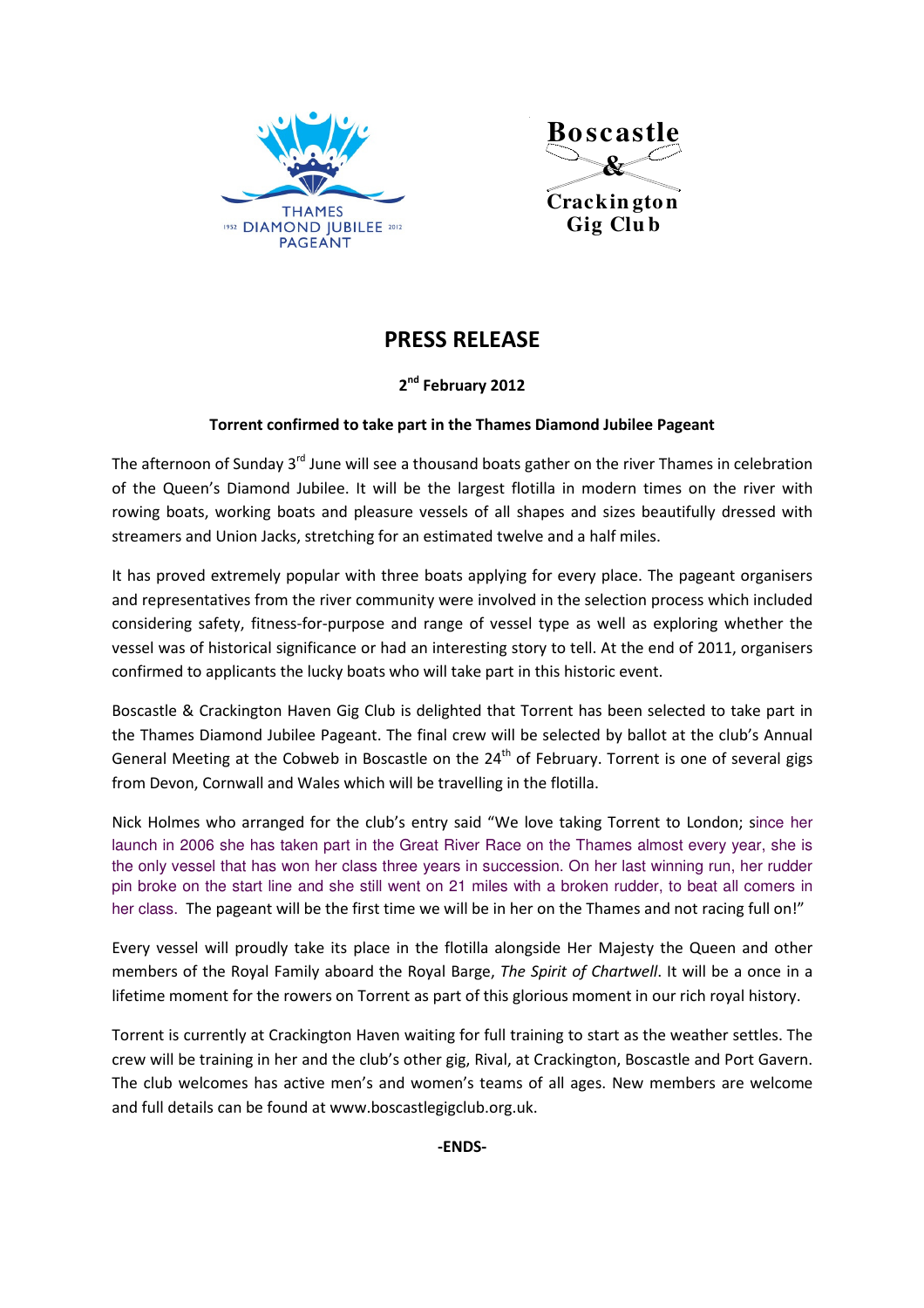THAMES
1952 DIAMOND JUBILEE 2012
PAGEANT

Boscastle & Crackington Gig Club

# PRESS RELEASE

**2nd February 2012**

**Torrent confirmed to take part in the Thames Diamond Jubilee Pageant**

The afternoon of Sunday 3rd June will see a thousand boats gather on the river Thames in celebration of the Queen's Diamond Jubilee. It will be the largest flotilla in modern times on the river with rowing boats, working boats and pleasure vessels of all shapes and sizes beautifully dressed with streamers and Union Jacks, stretching for an estimated twelve and a half miles.

It has proved extremely popular with three boats applying for every place. The pageant organisers and representatives from the river community were involved in the selection process which included considering safety, fitness-for-purpose and range of vessel type as well as exploring whether the vessel was of historical significance or had an interesting story to tell. At the end of 2011, organisers confirmed to applicants the lucky boats who will take part in this historic event.

Boscastle & Crackington Haven Gig Club is delighted that Torrent has been selected to take part in the Thames Diamond Jubilee Pageant. The final crew will be selected by ballot at the club's Annual General Meeting at the Cobweb in Boscastle on the 24th of February. Torrent is one of several gigs from Devon, Cornwall and Wales which will be travelling in the flotilla.

Nick Holmes who arranged for the club's entry said "We love taking Torrent to London; since her launch in 2006 she has taken part in the Great River Race on the Thames almost every year, she is the only vessel that has won her class three years in succession. On her last winning run, her rudder pin broke on the start line and she still went on 21 miles with a broken rudder, to beat all comers in her class. The pageant will be the first time we will be in her on the Thames and not racing full on!"

Every vessel will proudly take its place in the flotilla alongside Her Majesty the Queen and other members of the Royal Family aboard the Royal Barge, *The Spirit of Chartwell*. It will be a once in a lifetime moment for the rowers on Torrent as part of this glorious moment in our rich royal history.

Torrent is currently at Crackington Haven waiting for full training to start as the weather settles. The crew will be training in her and the club's other gig, Rival, at Crackington, Boscastle and Port Gavern. The club welcomes has active men's and women's teams of all ages. New members are welcome and full details can be found at www.boscastlegigclub.org.uk.

**-ENDS-**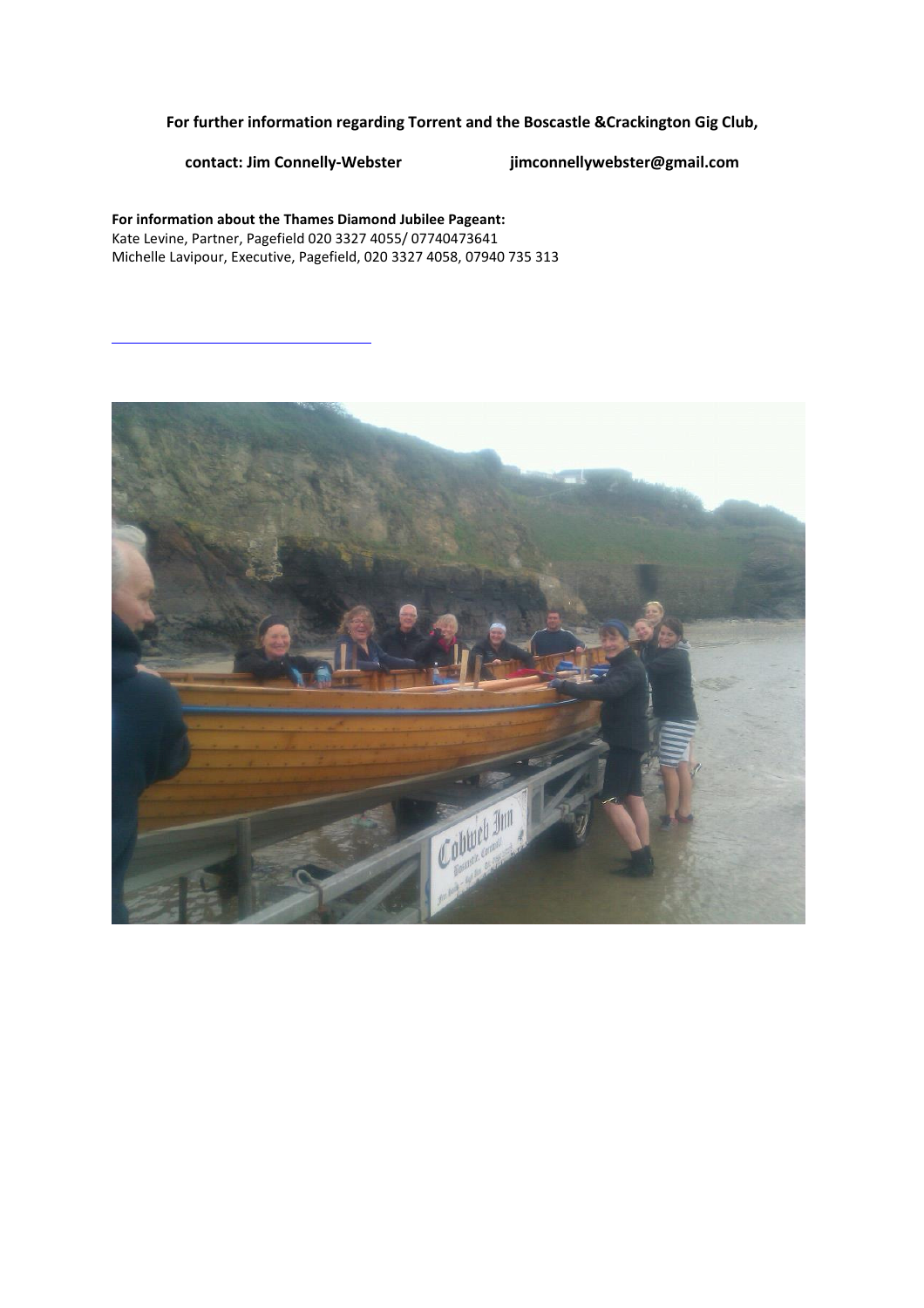**For further information regarding Torrent and the Boscastle &Crackington Gig Club,**

**contact: Jim Connelly-Webster** jimconnellywebster@gmail.com

**For information about the Thames Diamond Jubilee Pageant:**
Kate Levine, Partner, Pagefield 020 3327 4055/ 07740473641
Michelle Lavipour, Executive, Pagefield, 020 3327 4058, 07940 735 313

---